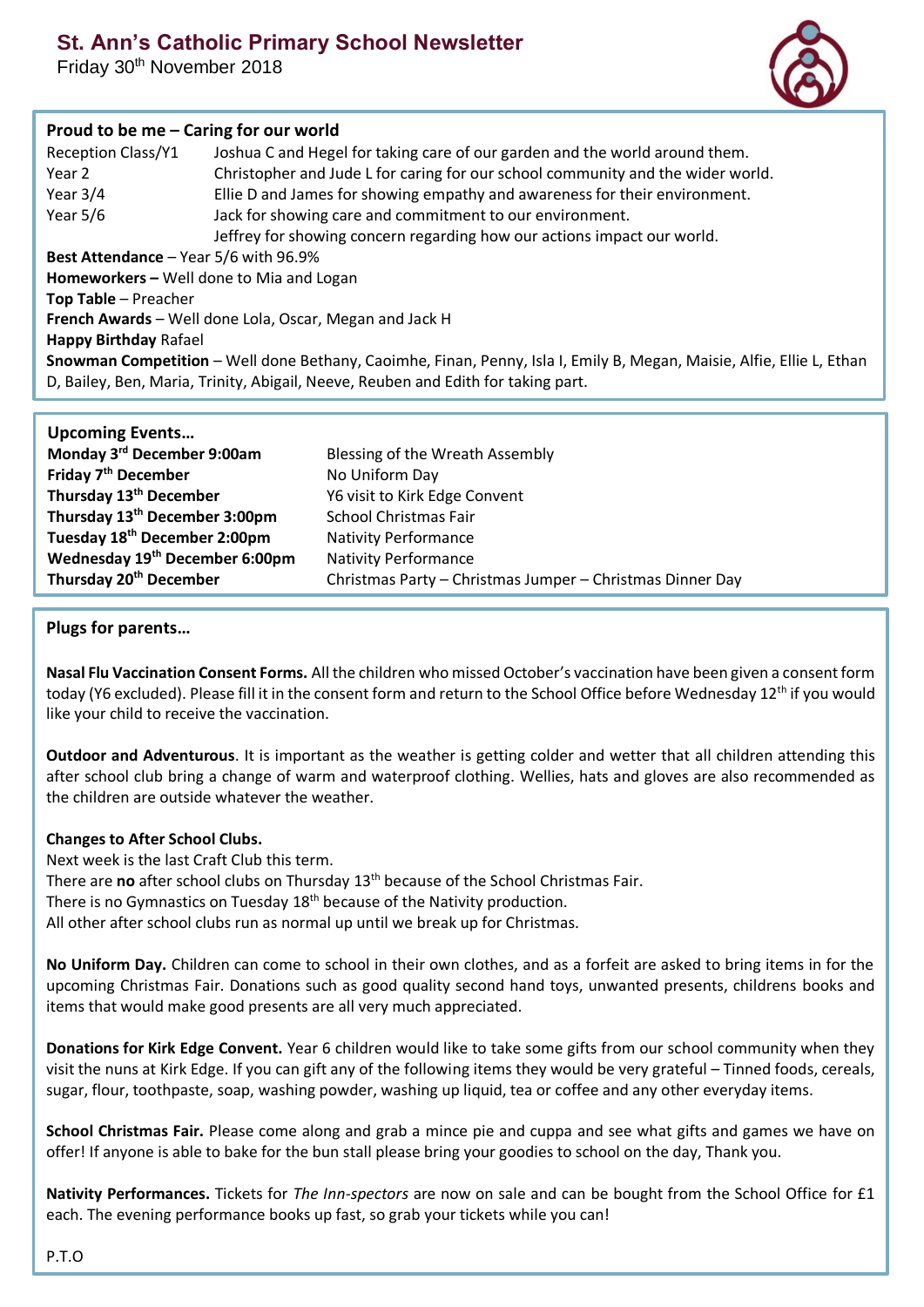# St. Ann's Catholic Primary School Newsletter

Friday 30th November 2018

## Proud to be me – Caring for our world

| | |
|---|---|
| Reception Class/Y1 | Joshua C and Hegel for taking care of our garden and the world around them. |
| Year 2 | Christopher and Jude L for caring for our school community and the wider world. |
| Year 3/4 | Ellie D and James for showing empathy and awareness for their environment. |
| Year 5/6 | Jack for showing care and commitment to our environment. |
| | Jeffrey for showing concern regarding how our actions impact our world. |

**Best Attendance** – Year 5/6 with 96.9%

**Homeworkers –** Well done to Mia and Logan

**Top Table** – Preacher

**French Awards** – Well done Lola, Oscar, Megan and Jack H

**Happy Birthday** Rafael

**Snowman Competition** – Well done Bethany, Caoimhe, Finan, Penny, Isla I, Emily B, Megan, Maisie, Alfie, Ellie L, Ethan D, Bailey, Ben, Maria, Trinity, Abigail, Neeve, Reuben and Edith for taking part.

## Upcoming Events…

| | |
|---|---|
| **Monday 3rd December 9:00am** | Blessing of the Wreath Assembly |
| **Friday 7th December** | No Uniform Day |
| **Thursday 13th December** | Y6 visit to Kirk Edge Convent |
| **Thursday 13th December 3:00pm** | School Christmas Fair |
| **Tuesday 18th December 2:00pm** | Nativity Performance |
| **Wednesday 19th December 6:00pm** | Nativity Performance |
| **Thursday 20th December** | Christmas Party – Christmas Jumper – Christmas Dinner Day |

## Plugs for parents…

**Nasal Flu Vaccination Consent Forms.** All the children who missed October's vaccination have been given a consent form today (Y6 excluded). Please fill it in the consent form and return to the School Office before Wednesday 12th if you would like your child to receive the vaccination.

**Outdoor and Adventurous**. It is important as the weather is getting colder and wetter that all children attending this after school club bring a change of warm and waterproof clothing. Wellies, hats and gloves are also recommended as the children are outside whatever the weather.

**Changes to After School Clubs.**
Next week is the last Craft Club this term.
There are **no** after school clubs on Thursday 13th because of the School Christmas Fair.
There is no Gymnastics on Tuesday 18th because of the Nativity production.
All other after school clubs run as normal up until we break up for Christmas.

**No Uniform Day.** Children can come to school in their own clothes, and as a forfeit are asked to bring items in for the upcoming Christmas Fair. Donations such as good quality second hand toys, unwanted presents, childrens books and items that would make good presents are all very much appreciated.

**Donations for Kirk Edge Convent.** Year 6 children would like to take some gifts from our school community when they visit the nuns at Kirk Edge. If you can gift any of the following items they would be very grateful – Tinned foods, cereals, sugar, flour, toothpaste, soap, washing powder, washing up liquid, tea or coffee and any other everyday items.

**School Christmas Fair.** Please come along and grab a mince pie and cuppa and see what gifts and games we have on offer! If anyone is able to bake for the bun stall please bring your goodies to school on the day, Thank you.

**Nativity Performances.** Tickets for *The Inn-spectors* are now on sale and can be bought from the School Office for £1 each. The evening performance books up fast, so grab your tickets while you can!

P.T.O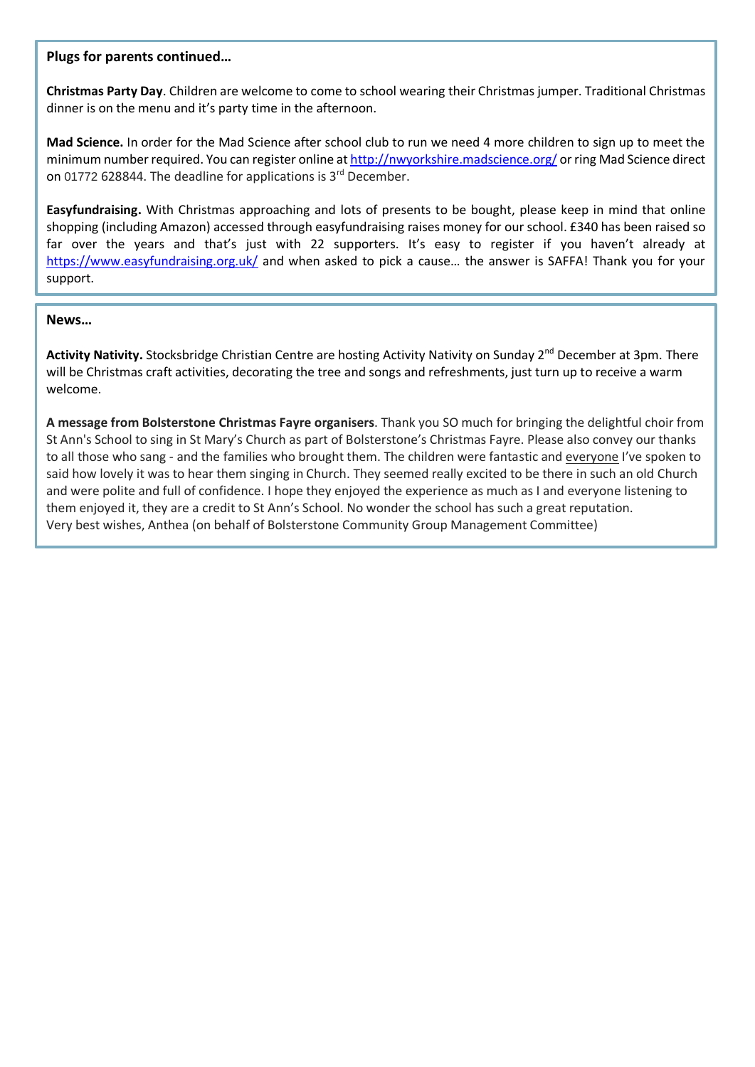**Plugs for parents continued…**

**Christmas Party Day**. Children are welcome to come to school wearing their Christmas jumper. Traditional Christmas dinner is on the menu and it's party time in the afternoon.

**Mad Science.** In order for the Mad Science after school club to run we need 4 more children to sign up to meet the minimum number required. You can register online at http://nwyorkshire.madscience.org/ or ring Mad Science direct on 01772 628844. The deadline for applications is 3rd December.

**Easyfundraising.** With Christmas approaching and lots of presents to be bought, please keep in mind that online shopping (including Amazon) accessed through easyfundraising raises money for our school. £340 has been raised so far over the years and that's just with 22 supporters. It's easy to register if you haven't already at https://www.easyfundraising.org.uk/ and when asked to pick a cause… the answer is SAFFA! Thank you for your support.

**News…**

**Activity Nativity.** Stocksbridge Christian Centre are hosting Activity Nativity on Sunday 2nd December at 3pm. There will be Christmas craft activities, decorating the tree and songs and refreshments, just turn up to receive a warm welcome.

**A message from Bolsterstone Christmas Fayre organisers**. Thank you SO much for bringing the delightful choir from St Ann's School to sing in St Mary's Church as part of Bolsterstone's Christmas Fayre. Please also convey our thanks to all those who sang - and the families who brought them. The children were fantastic and everyone I've spoken to said how lovely it was to hear them singing in Church. They seemed really excited to be there in such an old Church and were polite and full of confidence. I hope they enjoyed the experience as much as I and everyone listening to them enjoyed it, they are a credit to St Ann's School. No wonder the school has such a great reputation.
Very best wishes, Anthea (on behalf of Bolsterstone Community Group Management Committee)